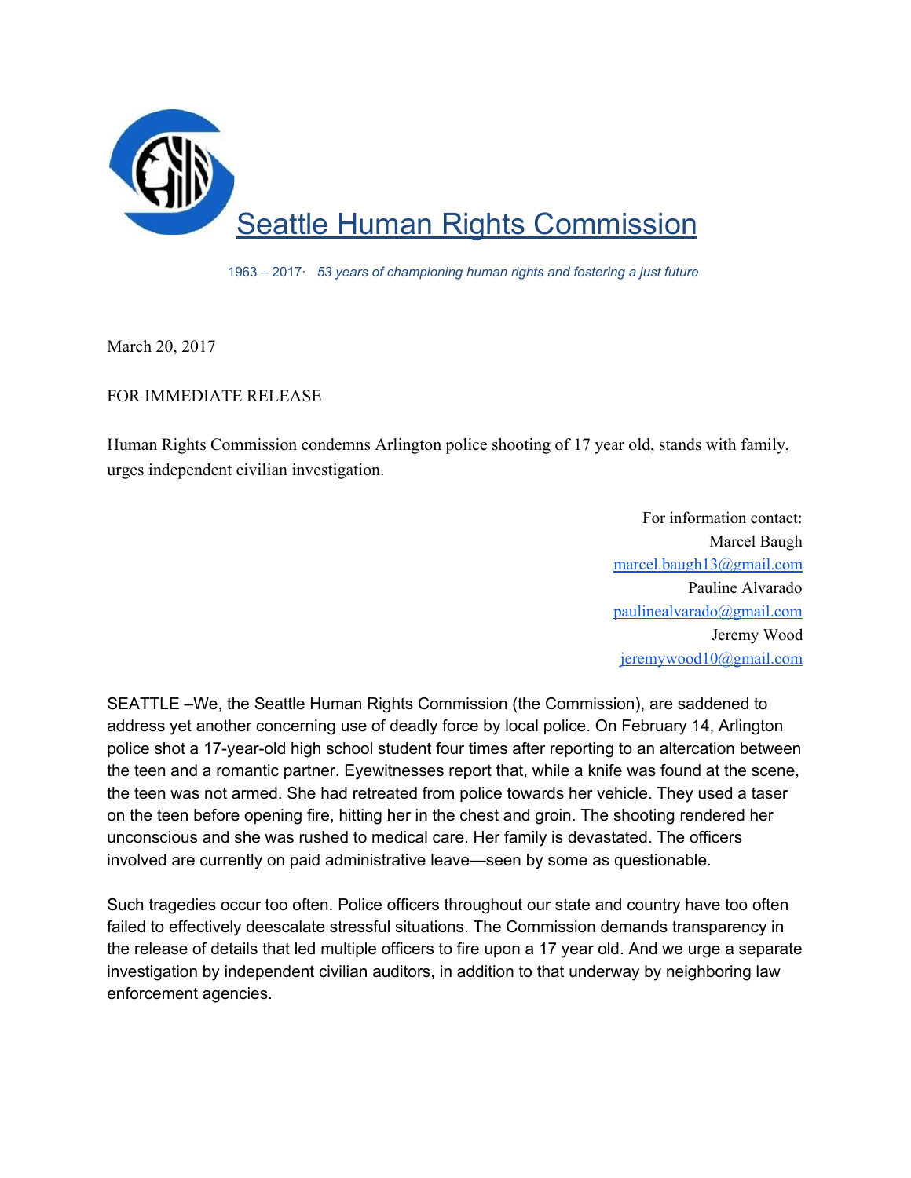# Seattle Human Rights Commission

*1963 – 2017· 53 years of championing human rights and fostering a just future*

March 20, 2017

FOR IMMEDIATE RELEASE

Human Rights Commission condemns Arlington police shooting of 17 year old, stands with family, urges independent civilian investigation.

For information contact:
Marcel Baugh
marcel.baugh13@gmail.com
Pauline Alvarado
paulinealvarado@gmail.com
Jeremy Wood
jeremywood10@gmail.com

SEATTLE –We, the Seattle Human Rights Commission (the Commission), are saddened to address yet another concerning use of deadly force by local police. On February 14, Arlington police shot a 17-year-old high school student four times after reporting to an altercation between the teen and a romantic partner. Eyewitnesses report that, while a knife was found at the scene, the teen was not armed. She had retreated from police towards her vehicle. They used a taser on the teen before opening fire, hitting her in the chest and groin. The shooting rendered her unconscious and she was rushed to medical care. Her family is devastated. The officers involved are currently on paid administrative leave—seen by some as questionable.

Such tragedies occur too often. Police officers throughout our state and country have too often failed to effectively deescalate stressful situations. The Commission demands transparency in the release of details that led multiple officers to fire upon a 17 year old. And we urge a separate investigation by independent civilian auditors, in addition to that underway by neighboring law enforcement agencies.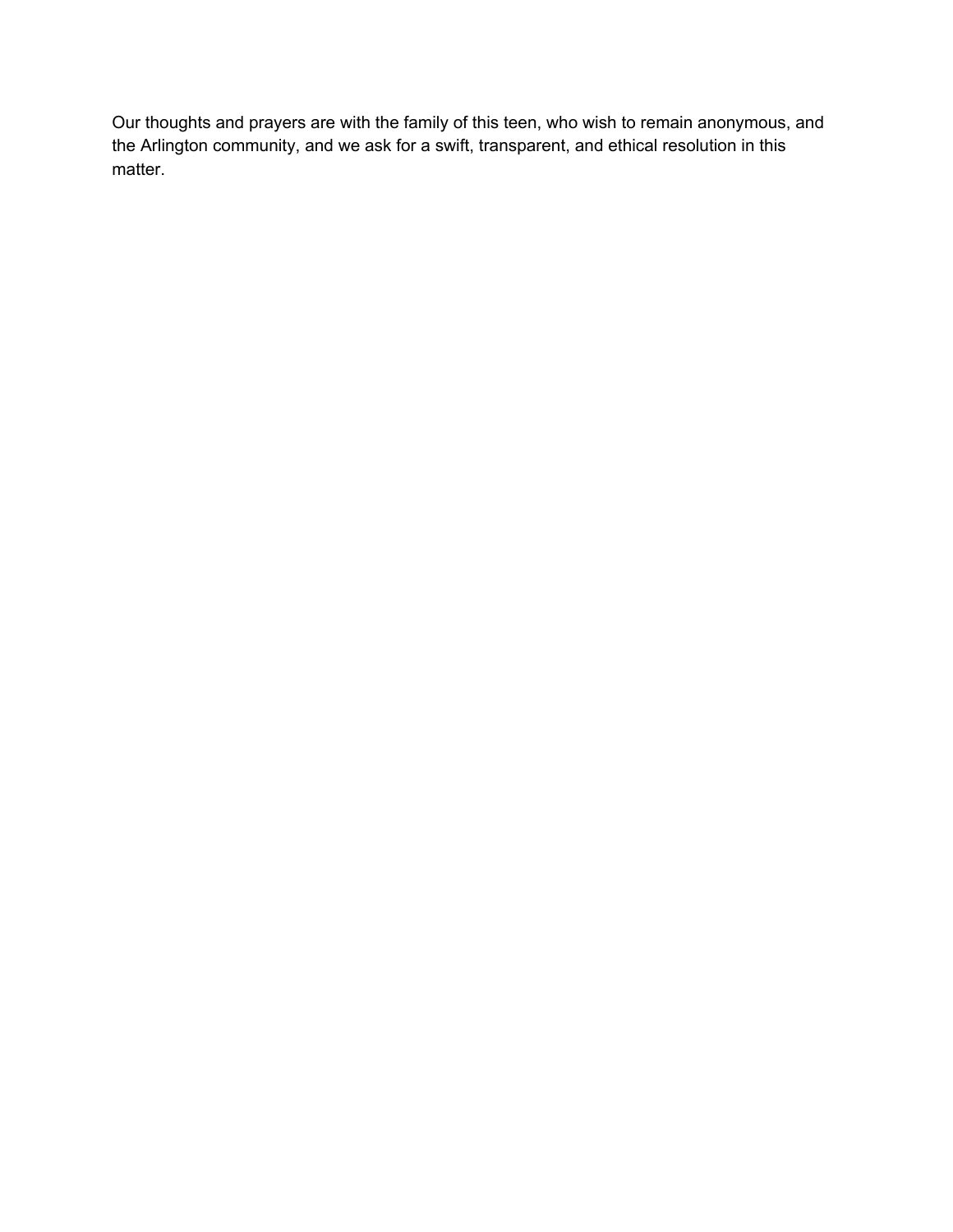Our thoughts and prayers are with the family of this teen, who wish to remain anonymous, and the Arlington community, and we ask for a swift, transparent, and ethical resolution in this matter.